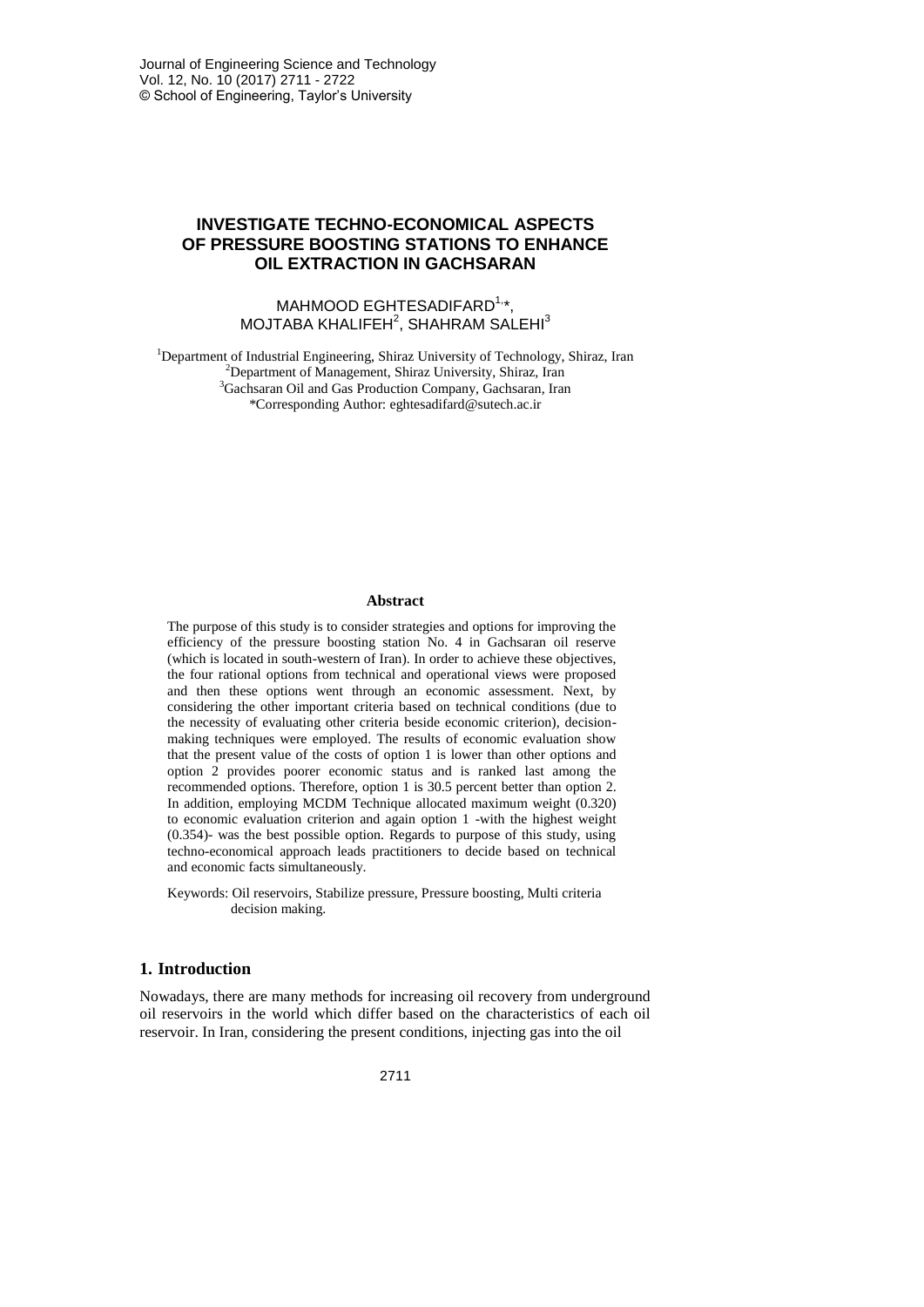# INVESTIGATE TECHNO-ECONOMICAL ASPECTS OF PRESSURE BOOSTING STATIONS TO ENHANCE OIL EXTRACTION IN GACHSARAN

MAHMOOD EGHTESADIFARD[1,*], MOJTABA KHALIFEH[2], SHAHRAM SALEHI[3]

[1]Department of Industrial Engineering, Shiraz University of Technology, Shiraz, Iran
[2]Department of Management, Shiraz University, Shiraz, Iran
[3]Gachsaran Oil and Gas Production Company, Gachsaran, Iran
*Corresponding Author: eghtesadifard@sutech.ac.ir

## Abstract

The purpose of this study is to consider strategies and options for improving the efficiency of the pressure boosting station No. 4 in Gachsaran oil reserve (which is located in south-western of Iran). In order to achieve these objectives, the four rational options from technical and operational views were proposed and then these options went through an economic assessment. Next, by considering the other important criteria based on technical conditions (due to the necessity of evaluating other criteria beside economic criterion), decision-making techniques were employed. The results of economic evaluation show that the present value of the costs of option 1 is lower than other options and option 2 provides poorer economic status and is ranked last among the recommended options. Therefore, option 1 is 30.5 percent better than option 2. In addition, employing MCDM Technique allocated maximum weight (0.320) to economic evaluation criterion and again option 1 -with the highest weight (0.354)- was the best possible option. Regards to purpose of this study, using techno-economical approach leads practitioners to decide based on technical and economic facts simultaneously.

Keywords: Oil reservoirs, Stabilize pressure, Pressure boosting, Multi criteria decision making.

## 1. Introduction

Nowadays, there are many methods for increasing oil recovery from underground oil reservoirs in the world which differ based on the characteristics of each oil reservoir. In Iran, considering the present conditions, injecting gas into the oil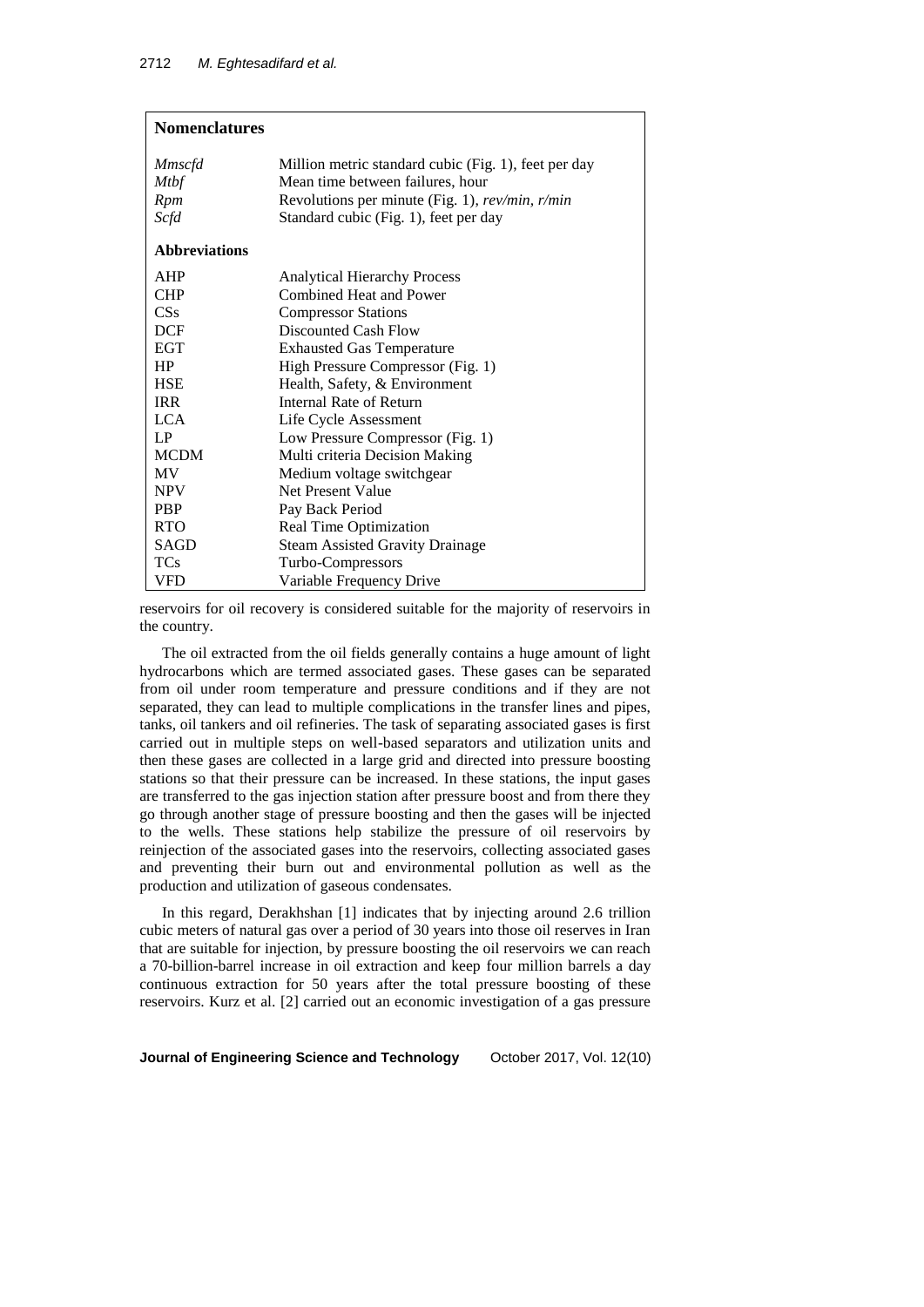| **Nomenclatures** | |
|---|---|
| *Mmscfd* | Million metric standard cubic (Fig. 1), feet per day |
| *Mtbf* | Mean time between failures, hour |
| *Rpm* | Revolutions per minute (Fig. 1), *rev/min, r/min* |
| *Scfd* | Standard cubic (Fig. 1), feet per day |
| **Abbreviations** | |
| AHP | Analytical Hierarchy Process |
| CHP | Combined Heat and Power |
| CSs | Compressor Stations |
| DCF | Discounted Cash Flow |
| EGT | Exhausted Gas Temperature |
| HP | High Pressure Compressor (Fig. 1) |
| HSE | Health, Safety, & Environment |
| IRR | Internal Rate of Return |
| LCA | Life Cycle Assessment |
| LP | Low Pressure Compressor (Fig. 1) |
| MCDM | Multi criteria Decision Making |
| MV | Medium voltage switchgear |
| NPV | Net Present Value |
| PBP | Pay Back Period |
| RTO | Real Time Optimization |
| SAGD | Steam Assisted Gravity Drainage |
| TCs | Turbo-Compressors |
| VFD | Variable Frequency Drive |

reservoirs for oil recovery is considered suitable for the majority of reservoirs in the country.

The oil extracted from the oil fields generally contains a huge amount of light hydrocarbons which are termed associated gases. These gases can be separated from oil under room temperature and pressure conditions and if they are not separated, they can lead to multiple complications in the transfer lines and pipes, tanks, oil tankers and oil refineries. The task of separating associated gases is first carried out in multiple steps on well-based separators and utilization units and then these gases are collected in a large grid and directed into pressure boosting stations so that their pressure can be increased. In these stations, the input gases are transferred to the gas injection station after pressure boost and from there they go through another stage of pressure boosting and then the gases will be injected to the wells. These stations help stabilize the pressure of oil reservoirs by reinjection of the associated gases into the reservoirs, collecting associated gases and preventing their burn out and environmental pollution as well as the production and utilization of gaseous condensates.

In this regard, Derakhshan [1] indicates that by injecting around 2.6 trillion cubic meters of natural gas over a period of 30 years into those oil reserves in Iran that are suitable for injection, by pressure boosting the oil reservoirs we can reach a 70-billion-barrel increase in oil extraction and keep four million barrels a day continuous extraction for 50 years after the total pressure boosting of these reservoirs. Kurz et al. [2] carried out an economic investigation of a gas pressure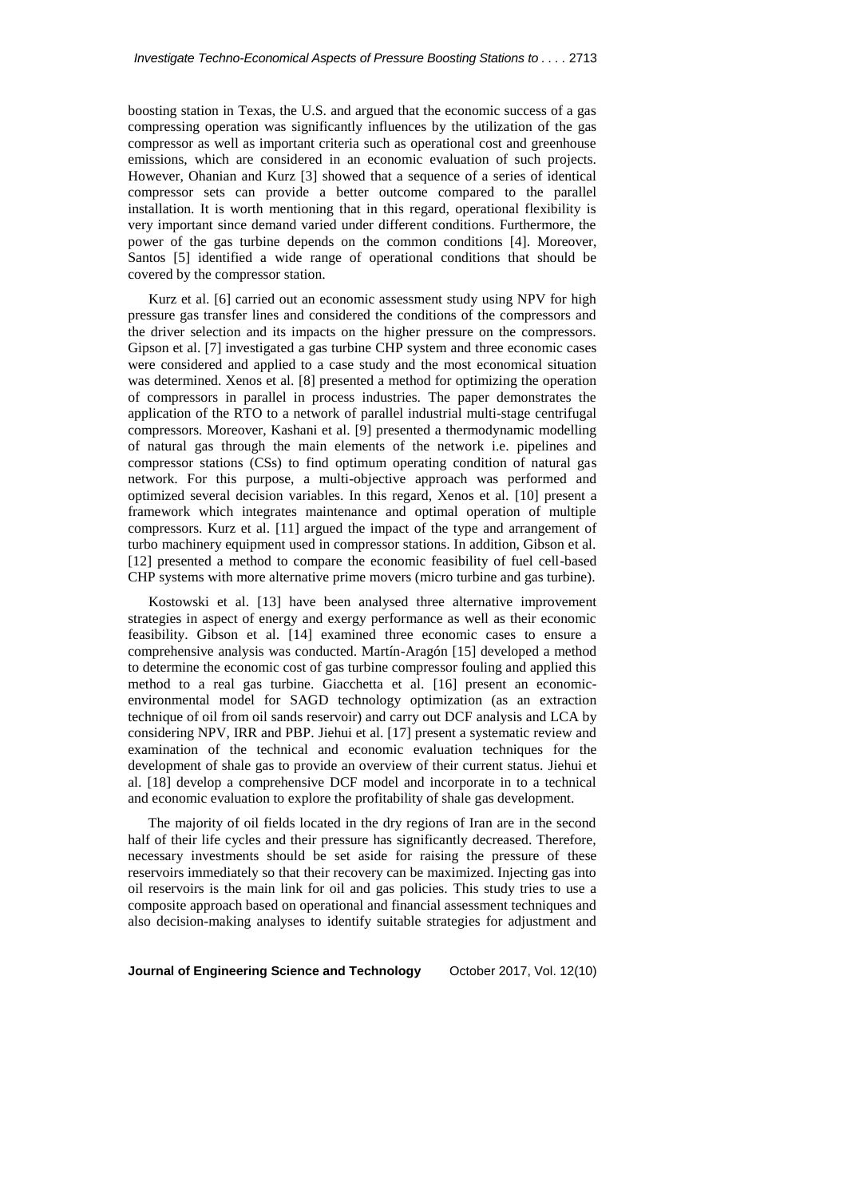boosting station in Texas, the U.S. and argued that the economic success of a gas compressing operation was significantly influences by the utilization of the gas compressor as well as important criteria such as operational cost and greenhouse emissions, which are considered in an economic evaluation of such projects. However, Ohanian and Kurz [3] showed that a sequence of a series of identical compressor sets can provide a better outcome compared to the parallel installation. It is worth mentioning that in this regard, operational flexibility is very important since demand varied under different conditions. Furthermore, the power of the gas turbine depends on the common conditions [4]. Moreover, Santos [5] identified a wide range of operational conditions that should be covered by the compressor station.

Kurz et al. [6] carried out an economic assessment study using NPV for high pressure gas transfer lines and considered the conditions of the compressors and the driver selection and its impacts on the higher pressure on the compressors. Gipson et al. [7] investigated a gas turbine CHP system and three economic cases were considered and applied to a case study and the most economical situation was determined. Xenos et al. [8] presented a method for optimizing the operation of compressors in parallel in process industries. The paper demonstrates the application of the RTO to a network of parallel industrial multi-stage centrifugal compressors. Moreover, Kashani et al. [9] presented a thermodynamic modelling of natural gas through the main elements of the network i.e. pipelines and compressor stations (CSs) to find optimum operating condition of natural gas network. For this purpose, a multi-objective approach was performed and optimized several decision variables. In this regard, Xenos et al. [10] present a framework which integrates maintenance and optimal operation of multiple compressors. Kurz et al. [11] argued the impact of the type and arrangement of turbo machinery equipment used in compressor stations. In addition, Gibson et al. [12] presented a method to compare the economic feasibility of fuel cell-based CHP systems with more alternative prime movers (micro turbine and gas turbine).

Kostowski et al. [13] have been analysed three alternative improvement strategies in aspect of energy and exergy performance as well as their economic feasibility. Gibson et al. [14] examined three economic cases to ensure a comprehensive analysis was conducted. Martín-Aragón [15] developed a method to determine the economic cost of gas turbine compressor fouling and applied this method to a real gas turbine. Giacchetta et al. [16] present an economic-environmental model for SAGD technology optimization (as an extraction technique of oil from oil sands reservoir) and carry out DCF analysis and LCA by considering NPV, IRR and PBP. Jiehui et al. [17] present a systematic review and examination of the technical and economic evaluation techniques for the development of shale gas to provide an overview of their current status. Jiehui et al. [18] develop a comprehensive DCF model and incorporate in to a technical and economic evaluation to explore the profitability of shale gas development.

The majority of oil fields located in the dry regions of Iran are in the second half of their life cycles and their pressure has significantly decreased. Therefore, necessary investments should be set aside for raising the pressure of these reservoirs immediately so that their recovery can be maximized. Injecting gas into oil reservoirs is the main link for oil and gas policies. This study tries to use a composite approach based on operational and financial assessment techniques and also decision-making analyses to identify suitable strategies for adjustment and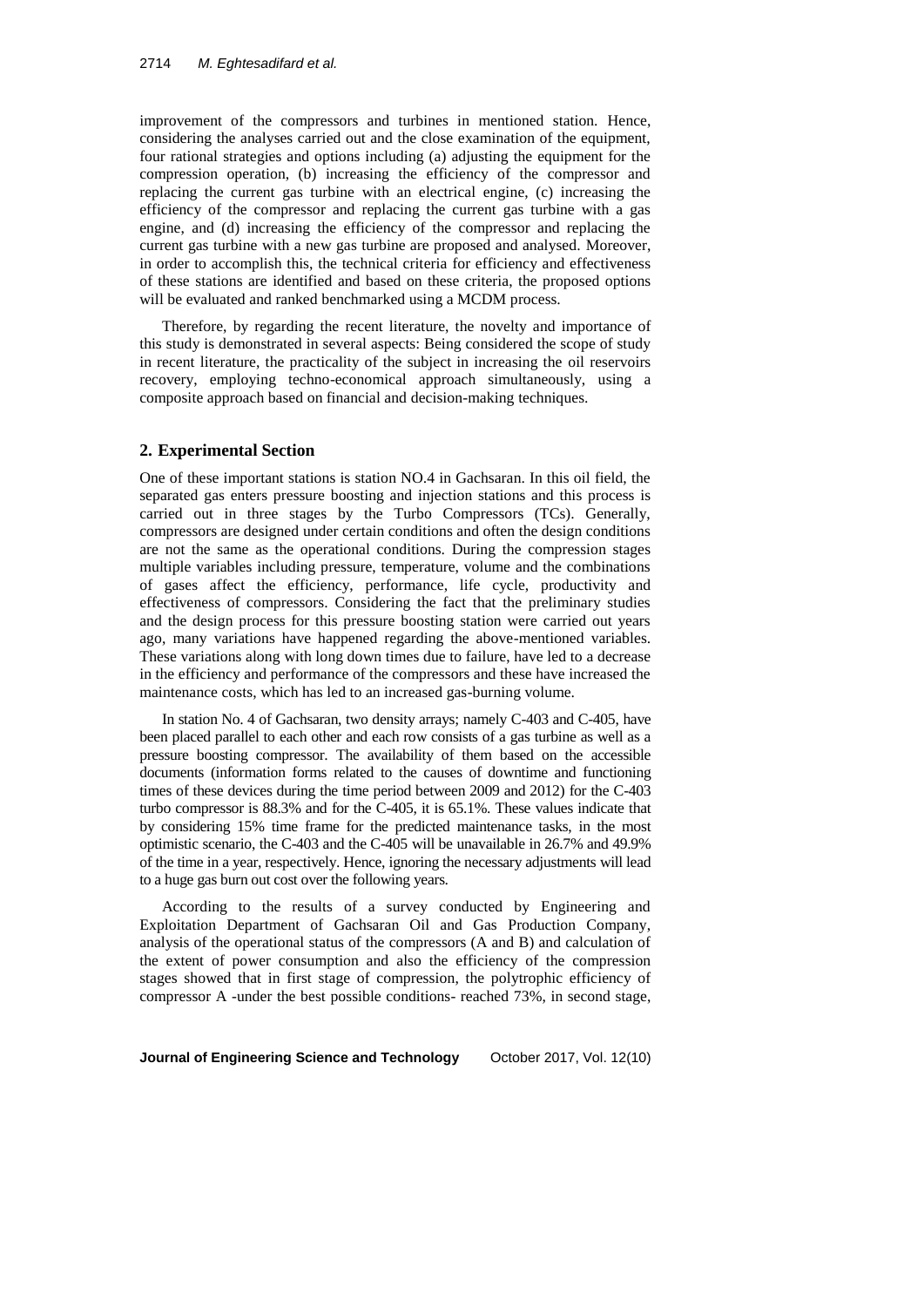improvement of the compressors and turbines in mentioned station. Hence, considering the analyses carried out and the close examination of the equipment, four rational strategies and options including (a) adjusting the equipment for the compression operation, (b) increasing the efficiency of the compressor and replacing the current gas turbine with an electrical engine, (c) increasing the efficiency of the compressor and replacing the current gas turbine with a gas engine, and (d) increasing the efficiency of the compressor and replacing the current gas turbine with a new gas turbine are proposed and analysed. Moreover, in order to accomplish this, the technical criteria for efficiency and effectiveness of these stations are identified and based on these criteria, the proposed options will be evaluated and ranked benchmarked using a MCDM process.

Therefore, by regarding the recent literature, the novelty and importance of this study is demonstrated in several aspects: Being considered the scope of study in recent literature, the practicality of the subject in increasing the oil reservoirs recovery, employing techno-economical approach simultaneously, using a composite approach based on financial and decision-making techniques.

## 2. Experimental Section

One of these important stations is station NO.4 in Gachsaran. In this oil field, the separated gas enters pressure boosting and injection stations and this process is carried out in three stages by the Turbo Compressors (TCs). Generally, compressors are designed under certain conditions and often the design conditions are not the same as the operational conditions. During the compression stages multiple variables including pressure, temperature, volume and the combinations of gases affect the efficiency, performance, life cycle, productivity and effectiveness of compressors. Considering the fact that the preliminary studies and the design process for this pressure boosting station were carried out years ago, many variations have happened regarding the above-mentioned variables. These variations along with long down times due to failure, have led to a decrease in the efficiency and performance of the compressors and these have increased the maintenance costs, which has led to an increased gas-burning volume.

In station No. 4 of Gachsaran, two density arrays; namely C-403 and C-405, have been placed parallel to each other and each row consists of a gas turbine as well as a pressure boosting compressor. The availability of them based on the accessible documents (information forms related to the causes of downtime and functioning times of these devices during the time period between 2009 and 2012) for the C-403 turbo compressor is 88.3% and for the C-405, it is 65.1%. These values indicate that by considering 15% time frame for the predicted maintenance tasks, in the most optimistic scenario, the C-403 and the C-405 will be unavailable in 26.7% and 49.9% of the time in a year, respectively. Hence, ignoring the necessary adjustments will lead to a huge gas burn out cost over the following years.

According to the results of a survey conducted by Engineering and Exploitation Department of Gachsaran Oil and Gas Production Company, analysis of the operational status of the compressors (A and B) and calculation of the extent of power consumption and also the efficiency of the compression stages showed that in first stage of compression, the polytrophic efficiency of compressor A -under the best possible conditions- reached 73%, in second stage,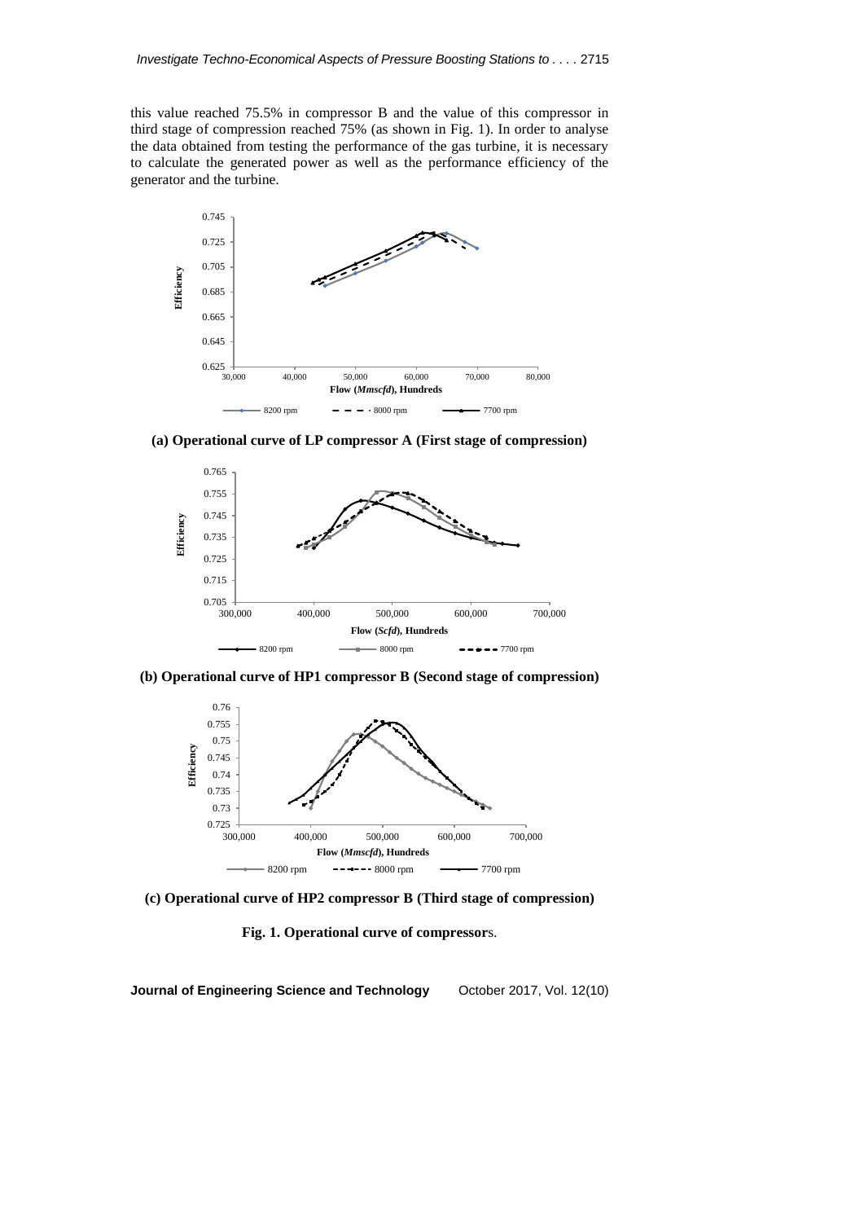this value reached 75.5% in compressor B and the value of this compressor in third stage of compression reached 75% (as shown in Fig. 1). In order to analyse the data obtained from testing the performance of the gas turbine, it is necessary to calculate the generated power as well as the performance efficiency of the generator and the turbine.

**(a) Operational curve of LP compressor A (First stage of compression)**

**(b) Operational curve of HP1 compressor B (Second stage of compression)**

**(c) Operational curve of HP2 compressor B (Third stage of compression)**

**Fig. 1. Operational curve of compressor**s.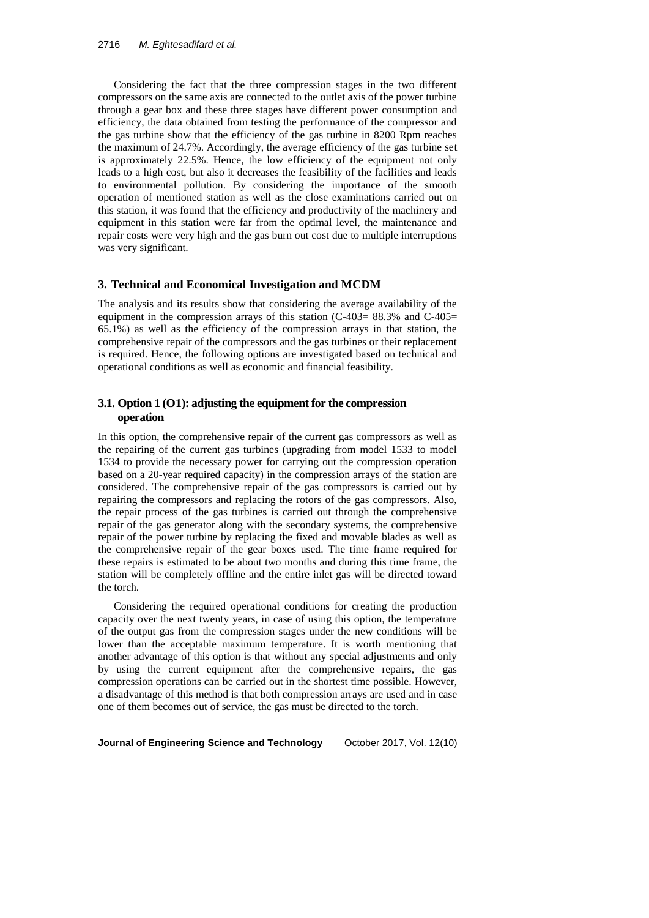Considering the fact that the three compression stages in the two different compressors on the same axis are connected to the outlet axis of the power turbine through a gear box and these three stages have different power consumption and efficiency, the data obtained from testing the performance of the compressor and the gas turbine show that the efficiency of the gas turbine in 8200 Rpm reaches the maximum of 24.7%. Accordingly, the average efficiency of the gas turbine set is approximately 22.5%. Hence, the low efficiency of the equipment not only leads to a high cost, but also it decreases the feasibility of the facilities and leads to environmental pollution. By considering the importance of the smooth operation of mentioned station as well as the close examinations carried out on this station, it was found that the efficiency and productivity of the machinery and equipment in this station were far from the optimal level, the maintenance and repair costs were very high and the gas burn out cost due to multiple interruptions was very significant.

## 3. Technical and Economical Investigation and MCDM

The analysis and its results show that considering the average availability of the equipment in the compression arrays of this station (C-403= 88.3% and C-405= 65.1%) as well as the efficiency of the compression arrays in that station, the comprehensive repair of the compressors and the gas turbines or their replacement is required. Hence, the following options are investigated based on technical and operational conditions as well as economic and financial feasibility.

### 3.1. Option 1 (O1): adjusting the equipment for the compression operation

In this option, the comprehensive repair of the current gas compressors as well as the repairing of the current gas turbines (upgrading from model 1533 to model 1534 to provide the necessary power for carrying out the compression operation based on a 20-year required capacity) in the compression arrays of the station are considered. The comprehensive repair of the gas compressors is carried out by repairing the compressors and replacing the rotors of the gas compressors. Also, the repair process of the gas turbines is carried out through the comprehensive repair of the gas generator along with the secondary systems, the comprehensive repair of the power turbine by replacing the fixed and movable blades as well as the comprehensive repair of the gear boxes used. The time frame required for these repairs is estimated to be about two months and during this time frame, the station will be completely offline and the entire inlet gas will be directed toward the torch.

Considering the required operational conditions for creating the production capacity over the next twenty years, in case of using this option, the temperature of the output gas from the compression stages under the new conditions will be lower than the acceptable maximum temperature. It is worth mentioning that another advantage of this option is that without any special adjustments and only by using the current equipment after the comprehensive repairs, the gas compression operations can be carried out in the shortest time possible. However, a disadvantage of this method is that both compression arrays are used and in case one of them becomes out of service, the gas must be directed to the torch.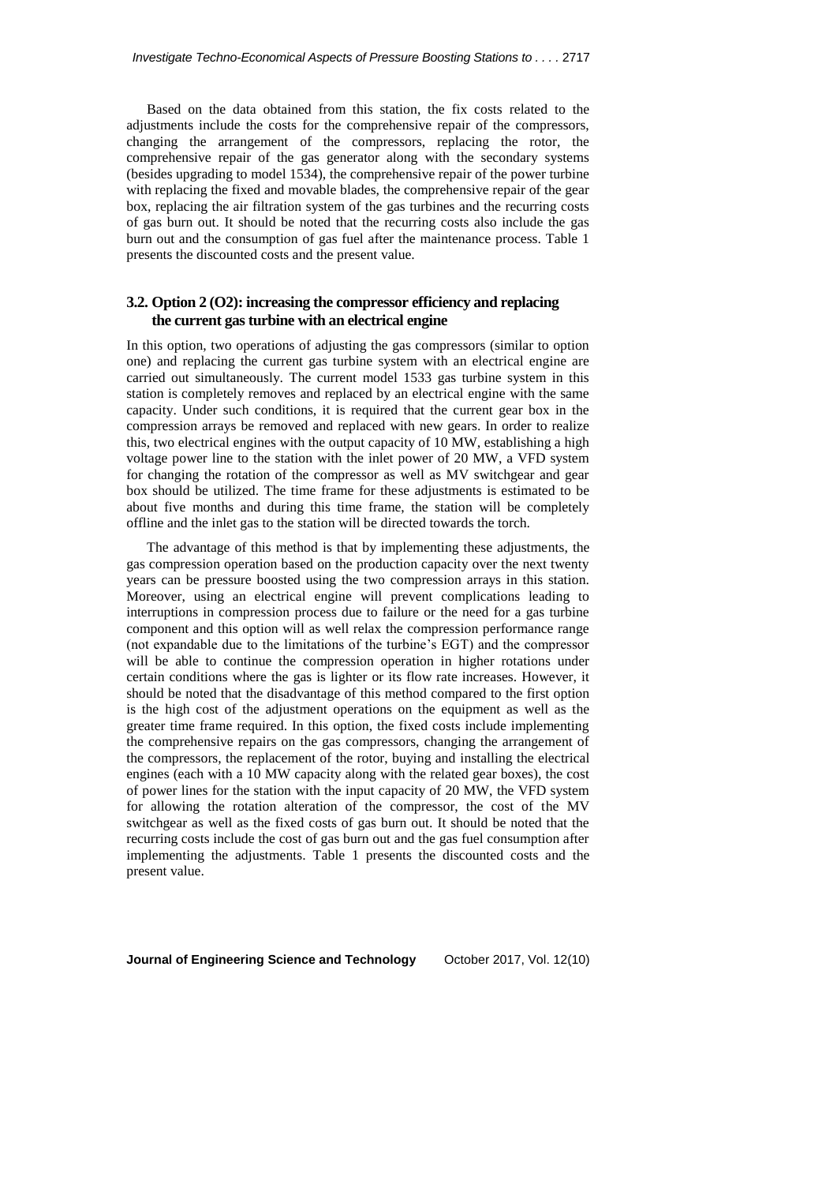Based on the data obtained from this station, the fix costs related to the adjustments include the costs for the comprehensive repair of the compressors, changing the arrangement of the compressors, replacing the rotor, the comprehensive repair of the gas generator along with the secondary systems (besides upgrading to model 1534), the comprehensive repair of the power turbine with replacing the fixed and movable blades, the comprehensive repair of the gear box, replacing the air filtration system of the gas turbines and the recurring costs of gas burn out. It should be noted that the recurring costs also include the gas burn out and the consumption of gas fuel after the maintenance process. Table 1 presents the discounted costs and the present value.

### 3.2. Option 2 (O2): increasing the compressor efficiency and replacing the current gas turbine with an electrical engine

In this option, two operations of adjusting the gas compressors (similar to option one) and replacing the current gas turbine system with an electrical engine are carried out simultaneously. The current model 1533 gas turbine system in this station is completely removes and replaced by an electrical engine with the same capacity. Under such conditions, it is required that the current gear box in the compression arrays be removed and replaced with new gears. In order to realize this, two electrical engines with the output capacity of 10 MW, establishing a high voltage power line to the station with the inlet power of 20 MW, a VFD system for changing the rotation of the compressor as well as MV switchgear and gear box should be utilized. The time frame for these adjustments is estimated to be about five months and during this time frame, the station will be completely offline and the inlet gas to the station will be directed towards the torch.

The advantage of this method is that by implementing these adjustments, the gas compression operation based on the production capacity over the next twenty years can be pressure boosted using the two compression arrays in this station. Moreover, using an electrical engine will prevent complications leading to interruptions in compression process due to failure or the need for a gas turbine component and this option will as well relax the compression performance range (not expandable due to the limitations of the turbine's EGT) and the compressor will be able to continue the compression operation in higher rotations under certain conditions where the gas is lighter or its flow rate increases. However, it should be noted that the disadvantage of this method compared to the first option is the high cost of the adjustment operations on the equipment as well as the greater time frame required. In this option, the fixed costs include implementing the comprehensive repairs on the gas compressors, changing the arrangement of the compressors, the replacement of the rotor, buying and installing the electrical engines (each with a 10 MW capacity along with the related gear boxes), the cost of power lines for the station with the input capacity of 20 MW, the VFD system for allowing the rotation alteration of the compressor, the cost of the MV switchgear as well as the fixed costs of gas burn out. It should be noted that the recurring costs include the cost of gas burn out and the gas fuel consumption after implementing the adjustments. Table 1 presents the discounted costs and the present value.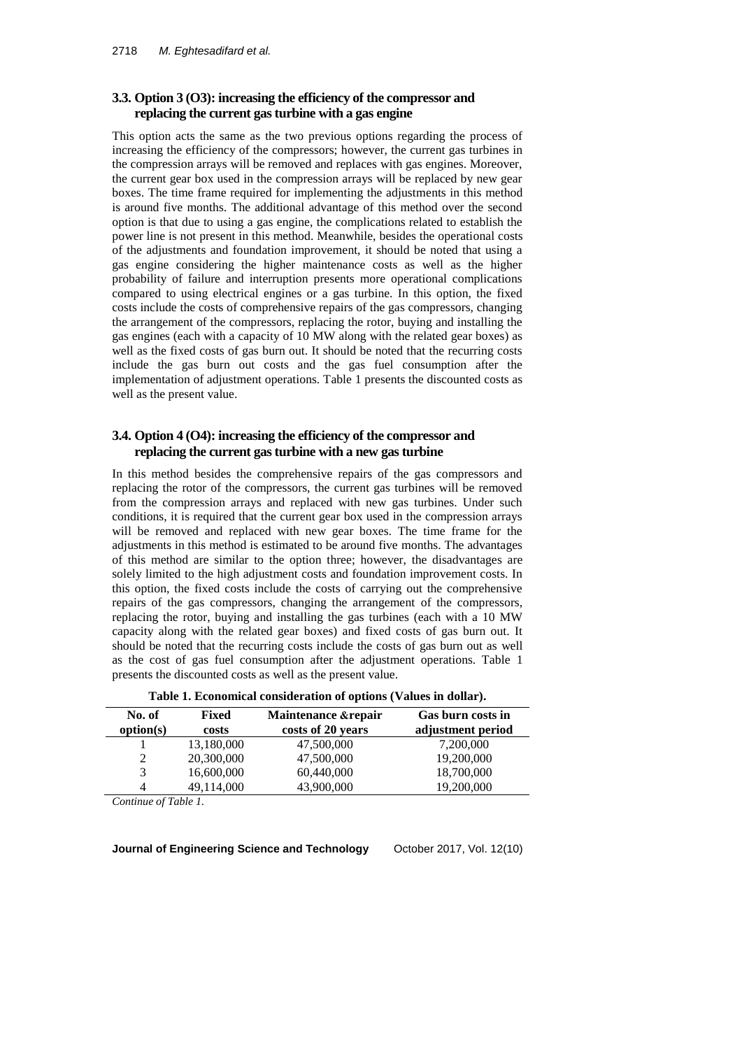### 3.3. Option 3 (O3): increasing the efficiency of the compressor and replacing the current gas turbine with a gas engine

This option acts the same as the two previous options regarding the process of increasing the efficiency of the compressors; however, the current gas turbines in the compression arrays will be removed and replaces with gas engines. Moreover, the current gear box used in the compression arrays will be replaced by new gear boxes. The time frame required for implementing the adjustments in this method is around five months. The additional advantage of this method over the second option is that due to using a gas engine, the complications related to establish the power line is not present in this method. Meanwhile, besides the operational costs of the adjustments and foundation improvement, it should be noted that using a gas engine considering the higher maintenance costs as well as the higher probability of failure and interruption presents more operational complications compared to using electrical engines or a gas turbine. In this option, the fixed costs include the costs of comprehensive repairs of the gas compressors, changing the arrangement of the compressors, replacing the rotor, buying and installing the gas engines (each with a capacity of 10 MW along with the related gear boxes) as well as the fixed costs of gas burn out. It should be noted that the recurring costs include the gas burn out costs and the gas fuel consumption after the implementation of adjustment operations. Table 1 presents the discounted costs as well as the present value.

### 3.4. Option 4 (O4): increasing the efficiency of the compressor and replacing the current gas turbine with a new gas turbine

In this method besides the comprehensive repairs of the gas compressors and replacing the rotor of the compressors, the current gas turbines will be removed from the compression arrays and replaced with new gas turbines. Under such conditions, it is required that the current gear box used in the compression arrays will be removed and replaced with new gear boxes. The time frame for the adjustments in this method is estimated to be around five months. The advantages of this method are similar to the option three; however, the disadvantages are solely limited to the high adjustment costs and foundation improvement costs. In this option, the fixed costs include the costs of carrying out the comprehensive repairs of the gas compressors, changing the arrangement of the compressors, replacing the rotor, buying and installing the gas turbines (each with a 10 MW capacity along with the related gear boxes) and fixed costs of gas burn out. It should be noted that the recurring costs include the costs of gas burn out as well as the cost of gas fuel consumption after the adjustment operations. Table 1 presents the discounted costs as well as the present value.

**Table 1. Economical consideration of options (Values in dollar).**

| No. of option(s) | Fixed costs | Maintenance &repair costs of 20 years | Gas burn costs in adjustment period |
|---|---|---|---|
| 1 | 13,180,000 | 47,500,000 | 7,200,000 |
| 2 | 20,300,000 | 47,500,000 | 19,200,000 |
| 3 | 16,600,000 | 60,440,000 | 18,700,000 |
| 4 | 49,114,000 | 43,900,000 | 19,200,000 |

*Continue of Table 1.*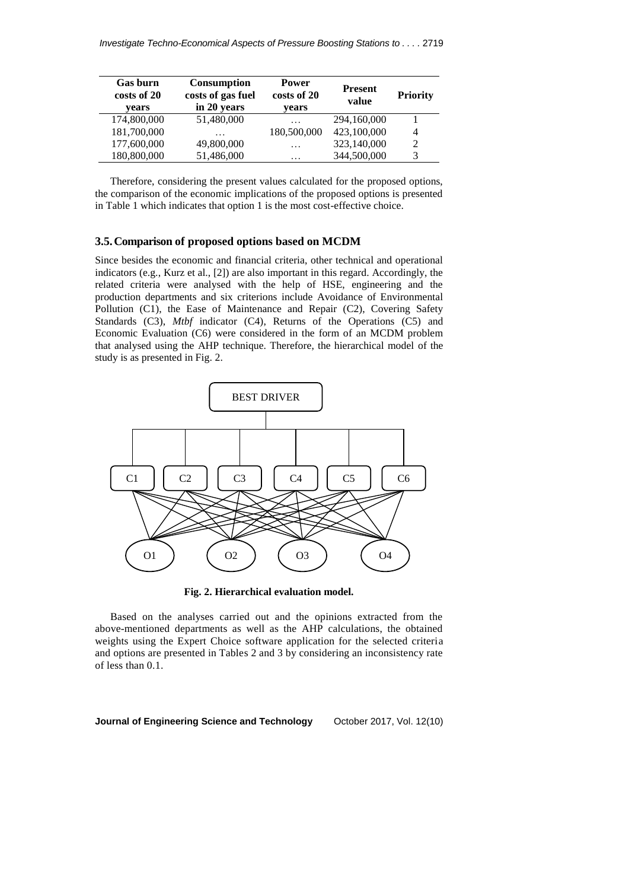| Gas burn costs of 20 years | Consumption costs of gas fuel in 20 years | Power costs of 20 years | Present value | Priority |
|---|---|---|---|---|
| 174,800,000 | 51,480,000 | … | 294,160,000 | 1 |
| 181,700,000 | … | 180,500,000 | 423,100,000 | 4 |
| 177,600,000 | 49,800,000 | … | 323,140,000 | 2 |
| 180,800,000 | 51,486,000 | … | 344,500,000 | 3 |

Therefore, considering the present values calculated for the proposed options, the comparison of the economic implications of the proposed options is presented in Table 1 which indicates that option 1 is the most cost-effective choice.

### 3.5. Comparison of proposed options based on MCDM

Since besides the economic and financial criteria, other technical and operational indicators (e.g., Kurz et al., [2]) are also important in this regard. Accordingly, the related criteria were analysed with the help of HSE, engineering and the production departments and six criterions include Avoidance of Environmental Pollution (C1), the Ease of Maintenance and Repair (C2), Covering Safety Standards (C3), *Mtbf* indicator (C4), Returns of the Operations (C5) and Economic Evaluation (C6) were considered in the form of an MCDM problem that analysed using the AHP technique. Therefore, the hierarchical model of the study is as presented in Fig. 2.

BEST DRIVER

C1 C2 C3 C4 C5 C6

O1 O2 O3 O4

**Fig. 2. Hierarchical evaluation model.**

Based on the analyses carried out and the opinions extracted from the above-mentioned departments as well as the AHP calculations, the obtained weights using the Expert Choice software application for the selected criteria and options are presented in Tables 2 and 3 by considering an inconsistency rate of less than 0.1.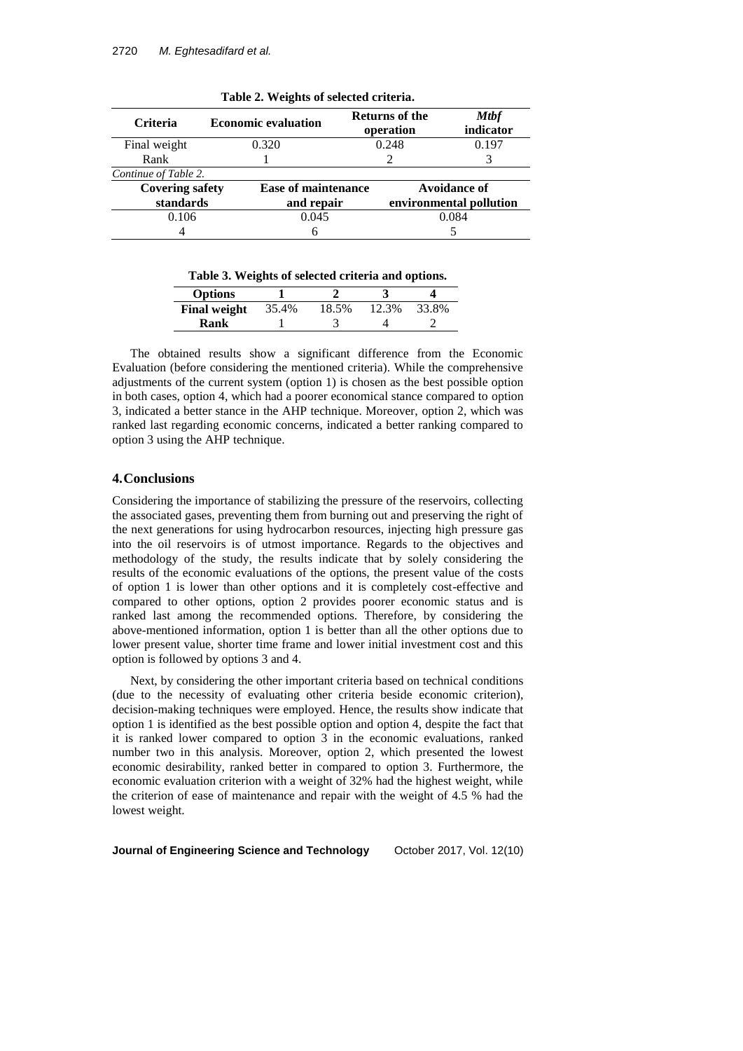**Table 2. Weights of selected criteria.**

| Criteria | Economic evaluation | Returns of the operation | *Mtbf* indicator |
|---|---|---|---|
| Final weight | 0.320 | 0.248 | 0.197 |
| Rank | 1 | 2 | 3 |

*Continue of Table 2.*

| Covering safety standards | Ease of maintenance and repair | Avoidance of environmental pollution |
|---|---|---|
| 0.106 | 0.045 | 0.084 |
| 4 | 6 | 5 |

**Table 3. Weights of selected criteria and options.**

| Options | 1 | 2 | 3 | 4 |
|---|---|---|---|---|
| **Final weight** | 35.4% | 18.5% | 12.3% | 33.8% |
| **Rank** | 1 | 3 | 4 | 2 |

The obtained results show a significant difference from the Economic Evaluation (before considering the mentioned criteria). While the comprehensive adjustments of the current system (option 1) is chosen as the best possible option in both cases, option 4, which had a poorer economical stance compared to option 3, indicated a better stance in the AHP technique. Moreover, option 2, which was ranked last regarding economic concerns, indicated a better ranking compared to option 3 using the AHP technique.

## 4. Conclusions

Considering the importance of stabilizing the pressure of the reservoirs, collecting the associated gases, preventing them from burning out and preserving the right of the next generations for using hydrocarbon resources, injecting high pressure gas into the oil reservoirs is of utmost importance. Regards to the objectives and methodology of the study, the results indicate that by solely considering the results of the economic evaluations of the options, the present value of the costs of option 1 is lower than other options and it is completely cost-effective and compared to other options, option 2 provides poorer economic status and is ranked last among the recommended options. Therefore, by considering the above-mentioned information, option 1 is better than all the other options due to lower present value, shorter time frame and lower initial investment cost and this option is followed by options 3 and 4.

Next, by considering the other important criteria based on technical conditions (due to the necessity of evaluating other criteria beside economic criterion), decision-making techniques were employed. Hence, the results show indicate that option 1 is identified as the best possible option and option 4, despite the fact that it is ranked lower compared to option 3 in the economic evaluations, ranked number two in this analysis. Moreover, option 2, which presented the lowest economic desirability, ranked better in compared to option 3. Furthermore, the economic evaluation criterion with a weight of 32% had the highest weight, while the criterion of ease of maintenance and repair with the weight of 4.5 % had the lowest weight.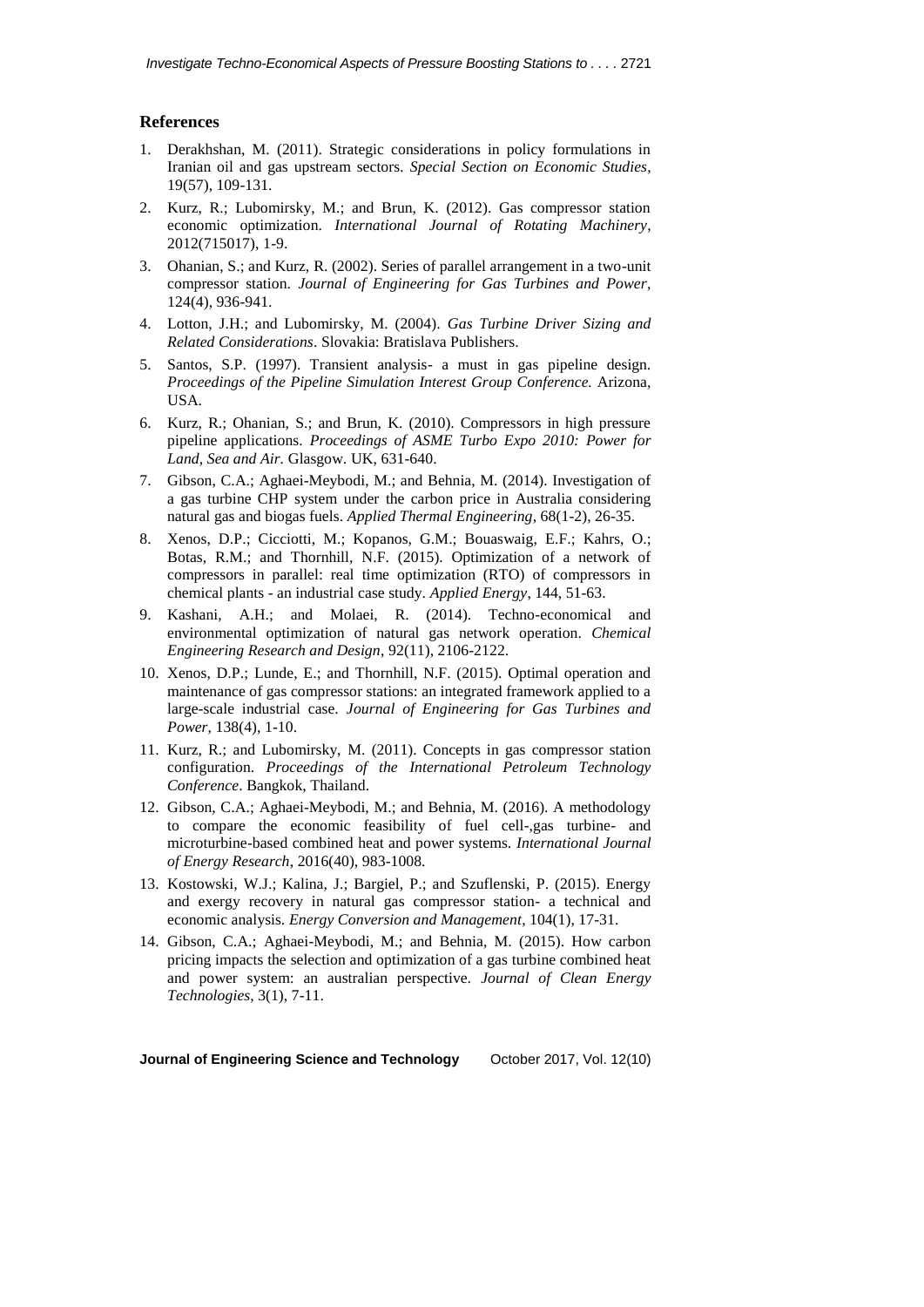## References

1. Derakhshan, M. (2011). Strategic considerations in policy formulations in Iranian oil and gas upstream sectors. *Special Section on Economic Studies*, 19(57), 109-131.
2. Kurz, R.; Lubomirsky, M.; and Brun, K. (2012). Gas compressor station economic optimization. *International Journal of Rotating Machinery*, 2012(715017), 1-9.
3. Ohanian, S.; and Kurz, R. (2002). Series of parallel arrangement in a two-unit compressor station. *Journal of Engineering for Gas Turbines and Power*, 124(4), 936-941.
4. Lotton, J.H.; and Lubomirsky, M. (2004). *Gas Turbine Driver Sizing and Related Considerations*. Slovakia: Bratislava Publishers.
5. Santos, S.P. (1997). Transient analysis- a must in gas pipeline design. *Proceedings of the Pipeline Simulation Interest Group Conference.* Arizona, USA.
6. Kurz, R.; Ohanian, S.; and Brun, K. (2010). Compressors in high pressure pipeline applications. *Proceedings of ASME Turbo Expo 2010: Power for Land, Sea and Air.* Glasgow. UK, 631-640.
7. Gibson, C.A.; Aghaei-Meybodi, M.; and Behnia, M. (2014). Investigation of a gas turbine CHP system under the carbon price in Australia considering natural gas and biogas fuels. *Applied Thermal Engineering*, 68(1-2), 26-35.
8. Xenos, D.P.; Cicciotti, M.; Kopanos, G.M.; Bouaswaig, E.F.; Kahrs, O.; Botas, R.M.; and Thornhill, N.F. (2015). Optimization of a network of compressors in parallel: real time optimization (RTO) of compressors in chemical plants - an industrial case study. *Applied Energy*, 144, 51-63.
9. Kashani, A.H.; and Molaei, R. (2014). Techno-economical and environmental optimization of natural gas network operation. *Chemical Engineering Research and Design*, 92(11), 2106-2122.
10. Xenos, D.P.; Lunde, E.; and Thornhill, N.F. (2015). Optimal operation and maintenance of gas compressor stations: an integrated framework applied to a large-scale industrial case. *Journal of Engineering for Gas Turbines and Power*, 138(4), 1-10.
11. Kurz, R.; and Lubomirsky, M. (2011). Concepts in gas compressor station configuration. *Proceedings of the International Petroleum Technology Conference*. Bangkok, Thailand.
12. Gibson, C.A.; Aghaei-Meybodi, M.; and Behnia, M. (2016). A methodology to compare the economic feasibility of fuel cell-,gas turbine- and microturbine-based combined heat and power systems. *International Journal of Energy Research*, 2016(40), 983-1008.
13. Kostowski, W.J.; Kalina, J.; Bargiel, P.; and Szuflenski, P. (2015). Energy and exergy recovery in natural gas compressor station- a technical and economic analysis. *Energy Conversion and Management*, 104(1), 17-31.
14. Gibson, C.A.; Aghaei-Meybodi, M.; and Behnia, M. (2015). How carbon pricing impacts the selection and optimization of a gas turbine combined heat and power system: an australian perspective. *Journal of Clean Energy Technologies*, 3(1), 7-11.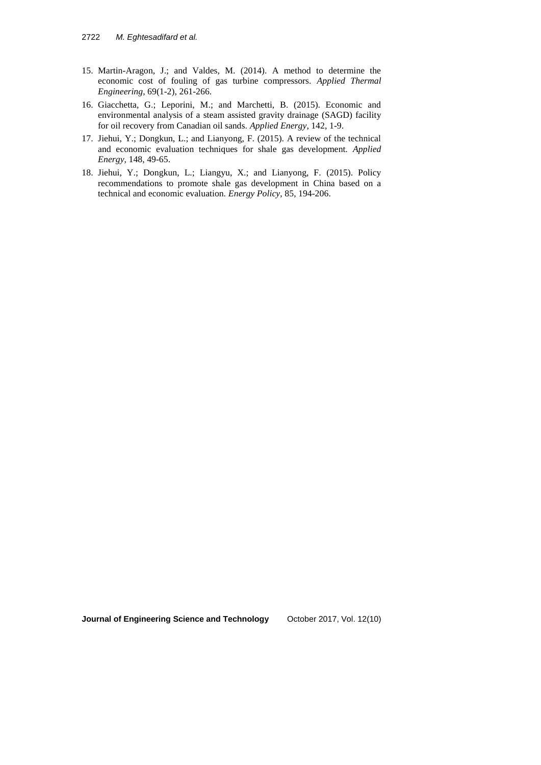15. Martin-Aragon, J.; and Valdes, M. (2014). A method to determine the economic cost of fouling of gas turbine compressors. *Applied Thermal Engineering*, 69(1-2), 261-266.
16. Giacchetta, G.; Leporini, M.; and Marchetti, B. (2015). Economic and environmental analysis of a steam assisted gravity drainage (SAGD) facility for oil recovery from Canadian oil sands. *Applied Energy*, 142, 1-9.
17. Jiehui, Y.; Dongkun, L.; and Lianyong, F. (2015). A review of the technical and economic evaluation techniques for shale gas development. *Applied Energy*, 148, 49-65.
18. Jiehui, Y.; Dongkun, L.; Liangyu, X.; and Lianyong, F. (2015). Policy recommendations to promote shale gas development in China based on a technical and economic evaluation. *Energy Policy*, 85, 194-206.